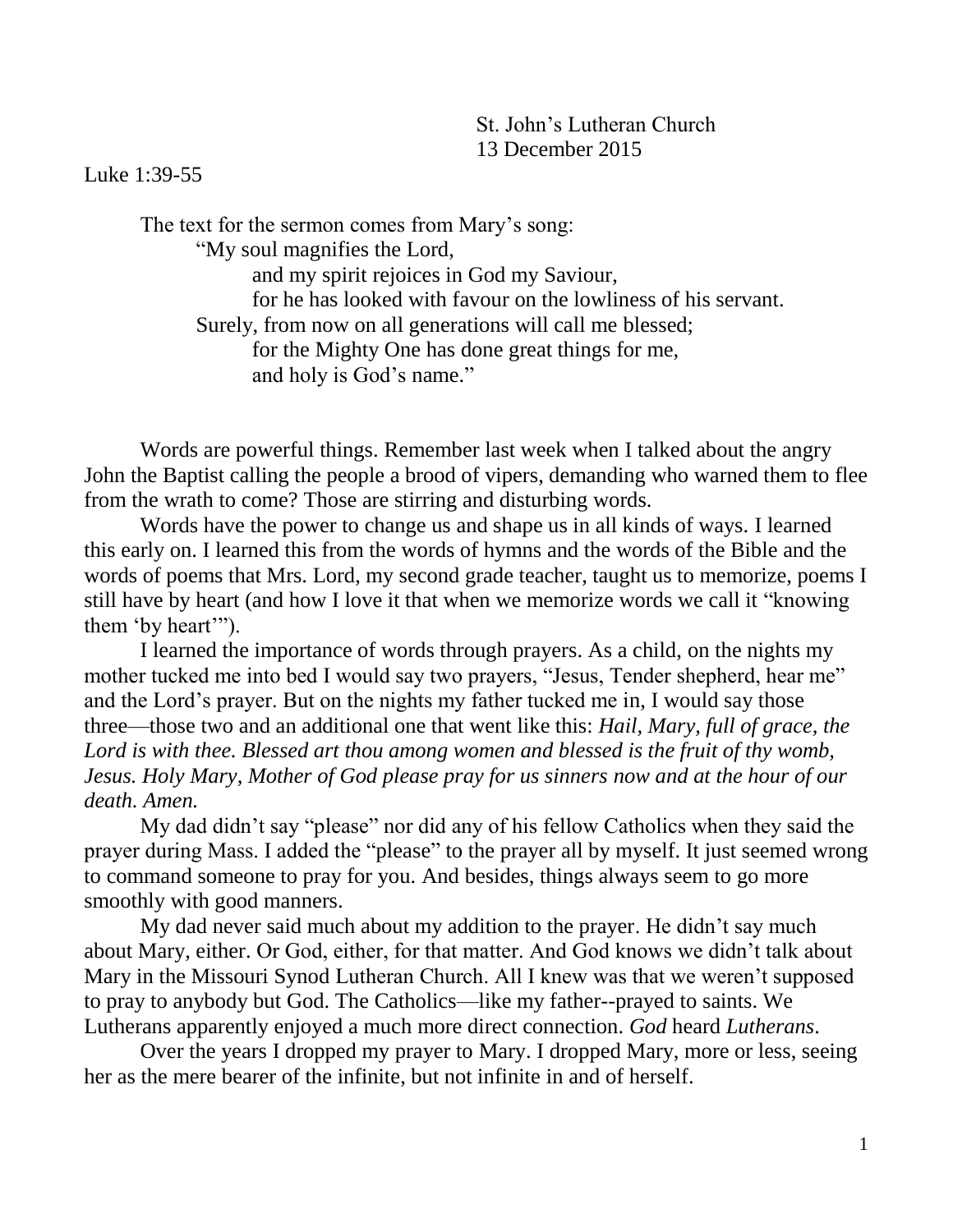St. John's Lutheran Church
13 December 2015

Luke 1:39-55

The text for the sermon comes from Mary's song:

> "My soul magnifies the Lord,
> and my spirit rejoices in God my Saviour,
> for he has looked with favour on the lowliness of his servant.
> Surely, from now on all generations will call me blessed;
> for the Mighty One has done great things for me,
> and holy is God's name."

Words are powerful things. Remember last week when I talked about the angry John the Baptist calling the people a brood of vipers, demanding who warned them to flee from the wrath to come? Those are stirring and disturbing words.

Words have the power to change us and shape us in all kinds of ways. I learned this early on. I learned this from the words of hymns and the words of the Bible and the words of poems that Mrs. Lord, my second grade teacher, taught us to memorize, poems I still have by heart (and how I love it that when we memorize words we call it "knowing them 'by heart'").

I learned the importance of words through prayers. As a child, on the nights my mother tucked me into bed I would say two prayers, "Jesus, Tender shepherd, hear me" and the Lord's prayer. But on the nights my father tucked me in, I would say those three—those two and an additional one that went like this: *Hail, Mary, full of grace, the Lord is with thee. Blessed art thou among women and blessed is the fruit of thy womb, Jesus. Holy Mary, Mother of God please pray for us sinners now and at the hour of our death. Amen.*

My dad didn't say "please" nor did any of his fellow Catholics when they said the prayer during Mass. I added the "please" to the prayer all by myself. It just seemed wrong to command someone to pray for you. And besides, things always seem to go more smoothly with good manners.

My dad never said much about my addition to the prayer. He didn't say much about Mary, either. Or God, either, for that matter. And God knows we didn't talk about Mary in the Missouri Synod Lutheran Church. All I knew was that we weren't supposed to pray to anybody but God. The Catholics—like my father--prayed to saints. We Lutherans apparently enjoyed a much more direct connection. *God* heard *Lutherans*.

Over the years I dropped my prayer to Mary. I dropped Mary, more or less, seeing her as the mere bearer of the infinite, but not infinite in and of herself.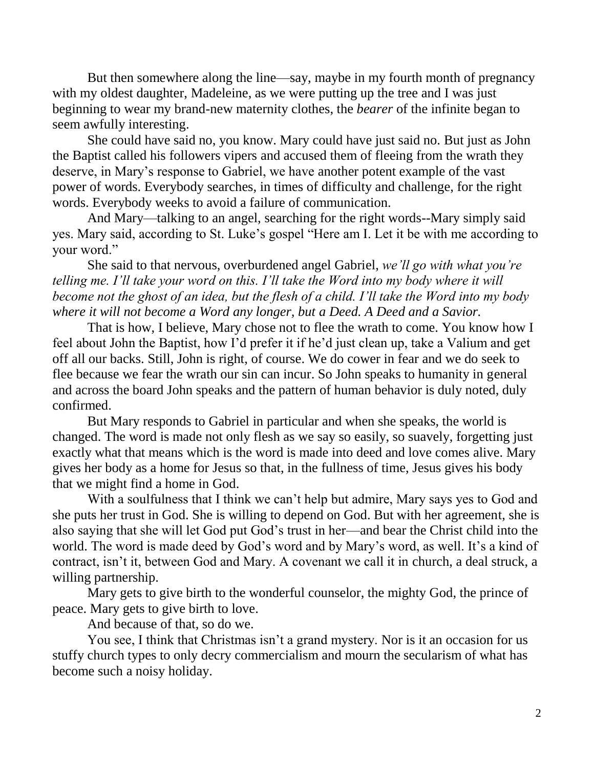But then somewhere along the line—say, maybe in my fourth month of pregnancy with my oldest daughter, Madeleine, as we were putting up the tree and I was just beginning to wear my brand-new maternity clothes, the *bearer* of the infinite began to seem awfully interesting.

She could have said no, you know. Mary could have just said no. But just as John the Baptist called his followers vipers and accused them of fleeing from the wrath they deserve, in Mary's response to Gabriel, we have another potent example of the vast power of words. Everybody searches, in times of difficulty and challenge, for the right words. Everybody weeks to avoid a failure of communication.

And Mary—talking to an angel, searching for the right words--Mary simply said yes. Mary said, according to St. Luke's gospel "Here am I. Let it be with me according to your word."

She said to that nervous, overburdened angel Gabriel, *we'll go with what you're telling me. I'll take your word on this. I'll take the Word into my body where it will become not the ghost of an idea, but the flesh of a child. I'll take the Word into my body where it will not become a Word any longer, but a Deed. A Deed and a Savior.*

That is how, I believe, Mary chose not to flee the wrath to come. You know how I feel about John the Baptist, how I'd prefer it if he'd just clean up, take a Valium and get off all our backs. Still, John is right, of course. We do cower in fear and we do seek to flee because we fear the wrath our sin can incur. So John speaks to humanity in general and across the board John speaks and the pattern of human behavior is duly noted, duly confirmed.

But Mary responds to Gabriel in particular and when she speaks, the world is changed. The word is made not only flesh as we say so easily, so suavely, forgetting just exactly what that means which is the word is made into deed and love comes alive. Mary gives her body as a home for Jesus so that, in the fullness of time, Jesus gives his body that we might find a home in God.

With a soulfulness that I think we can't help but admire, Mary says yes to God and she puts her trust in God. She is willing to depend on God. But with her agreement, she is also saying that she will let God put God's trust in her—and bear the Christ child into the world. The word is made deed by God's word and by Mary's word, as well. It's a kind of contract, isn't it, between God and Mary. A covenant we call it in church, a deal struck, a willing partnership.

Mary gets to give birth to the wonderful counselor, the mighty God, the prince of peace. Mary gets to give birth to love.

And because of that, so do we.

You see, I think that Christmas isn't a grand mystery. Nor is it an occasion for us stuffy church types to only decry commercialism and mourn the secularism of what has become such a noisy holiday.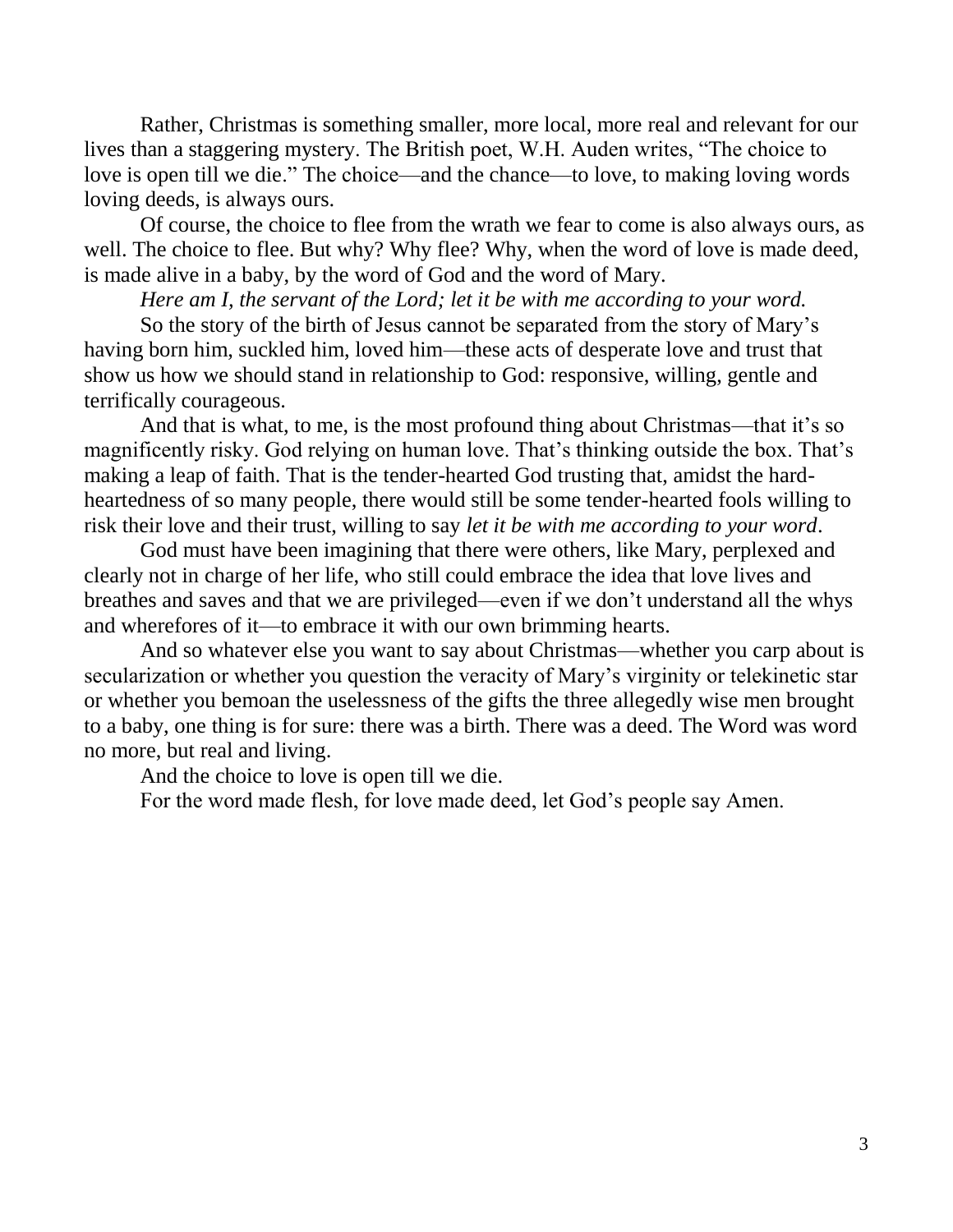Rather, Christmas is something smaller, more local, more real and relevant for our lives than a staggering mystery. The British poet, W.H. Auden writes, "The choice to love is open till we die." The choice—and the chance—to love, to making loving words loving deeds, is always ours.

Of course, the choice to flee from the wrath we fear to come is also always ours, as well. The choice to flee. But why? Why flee? Why, when the word of love is made deed, is made alive in a baby, by the word of God and the word of Mary.

*Here am I, the servant of the Lord; let it be with me according to your word.*

So the story of the birth of Jesus cannot be separated from the story of Mary's having born him, suckled him, loved him—these acts of desperate love and trust that show us how we should stand in relationship to God: responsive, willing, gentle and terrifically courageous.

And that is what, to me, is the most profound thing about Christmas—that it's so magnificently risky. God relying on human love. That's thinking outside the box. That's making a leap of faith. That is the tender-hearted God trusting that, amidst the hard-heartedness of so many people, there would still be some tender-hearted fools willing to risk their love and their trust, willing to say *let it be with me according to your word*.

God must have been imagining that there were others, like Mary, perplexed and clearly not in charge of her life, who still could embrace the idea that love lives and breathes and saves and that we are privileged—even if we don't understand all the whys and wherefores of it—to embrace it with our own brimming hearts.

And so whatever else you want to say about Christmas—whether you carp about is secularization or whether you question the veracity of Mary's virginity or telekinetic star or whether you bemoan the uselessness of the gifts the three allegedly wise men brought to a baby, one thing is for sure: there was a birth. There was a deed. The Word was word no more, but real and living.

And the choice to love is open till we die.

For the word made flesh, for love made deed, let God's people say Amen.